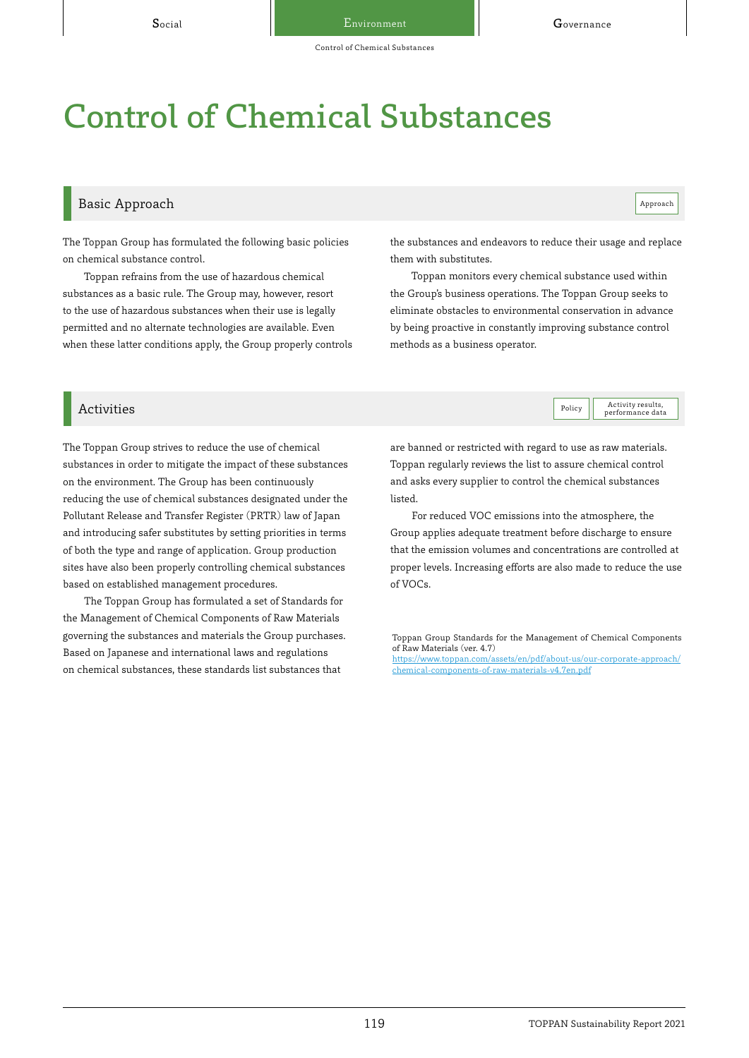# Control of Chemical Substances

## Basic Approach

Approach

The Toppan Group has formulated the following basic policies on chemical substance control.

Toppan refrains from the use of hazardous chemical substances as a basic rule. The Group may, however, resort to the use of hazardous substances when their use is legally permitted and no alternate technologies are available. Even when these latter conditions apply, the Group properly controls the substances and endeavors to reduce their usage and replace them with substitutes.

Toppan monitors every chemical substance used within the Group's business operations. The Toppan Group seeks to eliminate obstacles to environmental conservation in advance by being proactive in constantly improving substance control methods as a business operator.

## Activities

Policy | Activity results, performance data

The Toppan Group strives to reduce the use of chemical substances in order to mitigate the impact of these substances on the environment. The Group has been continuously reducing the use of chemical substances designated under the Pollutant Release and Transfer Register (PRTR) law of Japan and introducing safer substitutes by setting priorities in terms of both the type and range of application. Group production sites have also been properly controlling chemical substances based on established management procedures.

The Toppan Group has formulated a set of Standards for the Management of Chemical Components of Raw Materials governing the substances and materials the Group purchases. Based on Japanese and international laws and regulations on chemical substances, these standards list substances that are banned or restricted with regard to use as raw materials. Toppan regularly reviews the list to assure chemical control and asks every supplier to control the chemical substances listed.

For reduced VOC emissions into the atmosphere, the Group applies adequate treatment before discharge to ensure that the emission volumes and concentrations are controlled at proper levels. Increasing efforts are also made to reduce the use of VOCs.

Toppan Group Standards for the Management of Chemical Components of Raw Materials (ver. 4.7)
https://www.toppan.com/assets/en/pdf/about-us/our-corporate-approach/chemical-components-of-raw-materials-v4.7en.pdf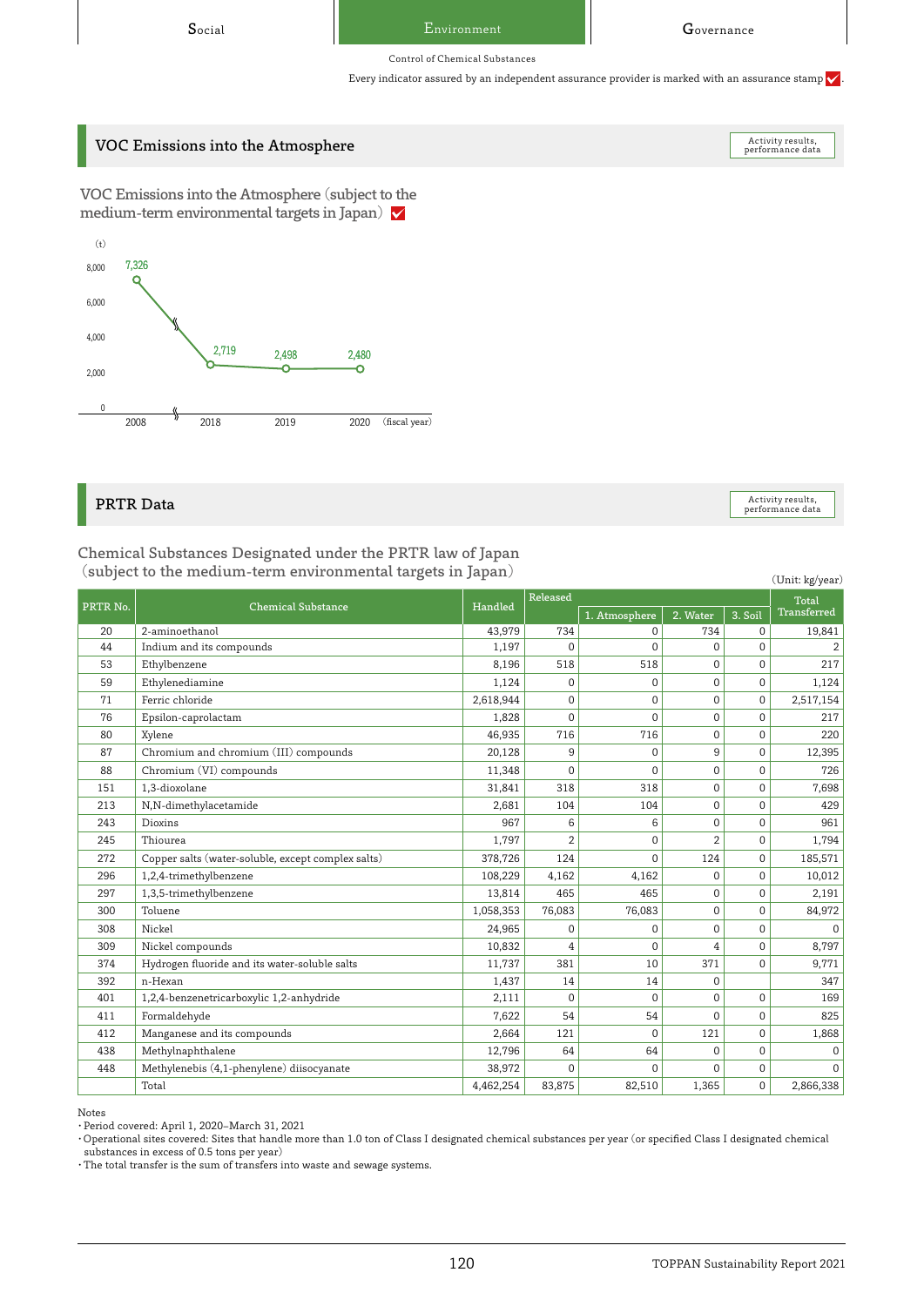Social | Environment | Governance

Control of Chemical Substances

Every indicator assured by an independent assurance provider is marked with an assurance stamp ✓.

## VOC Emissions into the Atmosphere

Activity results, performance data

### VOC Emissions into the Atmosphere (subject to the medium-term environmental targets in Japan) ✓

(t)
8,000
6,000
4,000
2,000
0
7,326
2,719
2,498
2,480
2008
2018
2019
2020
(fiscal year)

## PRTR Data

Activity results, performance data

### Chemical Substances Designated under the PRTR law of Japan (subject to the medium-term environmental targets in Japan)

(Unit: kg/year)

| PRTR No. | Chemical Substance | Handled | Released | | | | Total Transferred |
|---|---|---|---|---|---|---|---|
| | | | | 1. Atmosphere | 2. Water | 3. Soil | |
| 20 | 2-aminoethanol | 43,979 | 734 | 0 | 734 | 0 | 19,841 |
| 44 | Indium and its compounds | 1,197 | 0 | 0 | 0 | 0 | 2 |
| 53 | Ethylbenzene | 8,196 | 518 | 518 | 0 | 0 | 217 |
| 59 | Ethylenediamine | 1,124 | 0 | 0 | 0 | 0 | 1,124 |
| 71 | Ferric chloride | 2,618,944 | 0 | 0 | 0 | 0 | 2,517,154 |
| 76 | Epsilon-caprolactam | 1,828 | 0 | 0 | 0 | 0 | 217 |
| 80 | Xylene | 46,935 | 716 | 716 | 0 | 0 | 220 |
| 87 | Chromium and chromium (III) compounds | 20,128 | 9 | 0 | 9 | 0 | 12,395 |
| 88 | Chromium (VI) compounds | 11,348 | 0 | 0 | 0 | 0 | 726 |
| 151 | 1,3-dioxolane | 31,841 | 318 | 318 | 0 | 0 | 7,698 |
| 213 | N,N-dimethylacetamide | 2,681 | 104 | 104 | 0 | 0 | 429 |
| 243 | Dioxins | 967 | 6 | 6 | 0 | 0 | 961 |
| 245 | Thiourea | 1,797 | 2 | 0 | 2 | 0 | 1,794 |
| 272 | Copper salts (water-soluble, except complex salts) | 378,726 | 124 | 0 | 124 | 0 | 185,571 |
| 296 | 1,2,4-trimethylbenzene | 108,229 | 4,162 | 4,162 | 0 | 0 | 10,012 |
| 297 | 1,3,5-trimethylbenzene | 13,814 | 465 | 465 | 0 | 0 | 2,191 |
| 300 | Toluene | 1,058,353 | 76,083 | 76,083 | 0 | 0 | 84,972 |
| 308 | Nickel | 24,965 | 0 | 0 | 0 | 0 | 0 |
| 309 | Nickel compounds | 10,832 | 4 | 0 | 4 | 0 | 8,797 |
| 374 | Hydrogen fluoride and its water-soluble salts | 11,737 | 381 | 10 | 371 | 0 | 9,771 |
| 392 | n-Hexan | 1,437 | 14 | 14 | 0 | | 347 |
| 401 | 1,2,4-benzenetricarboxylic 1,2-anhydride | 2,111 | 0 | 0 | 0 | 0 | 169 |
| 411 | Formaldehyde | 7,622 | 54 | 54 | 0 | 0 | 825 |
| 412 | Manganese and its compounds | 2,664 | 121 | 0 | 121 | 0 | 1,868 |
| 438 | Methylnaphthalene | 12,796 | 64 | 64 | 0 | 0 | 0 |
| 448 | Methylenebis (4,1-phenylene) diisocyanate | 38,972 | 0 | 0 | 0 | 0 | 0 |
| | Total | 4,462,254 | 83,875 | 82,510 | 1,365 | 0 | 2,866,338 |

Notes
- Period covered: April 1, 2020–March 31, 2021
- Operational sites covered: Sites that handle more than 1.0 ton of Class I designated chemical substances per year (or specified Class I designated chemical substances in excess of 0.5 tons per year)
- The total transfer is the sum of transfers into waste and sewage systems.